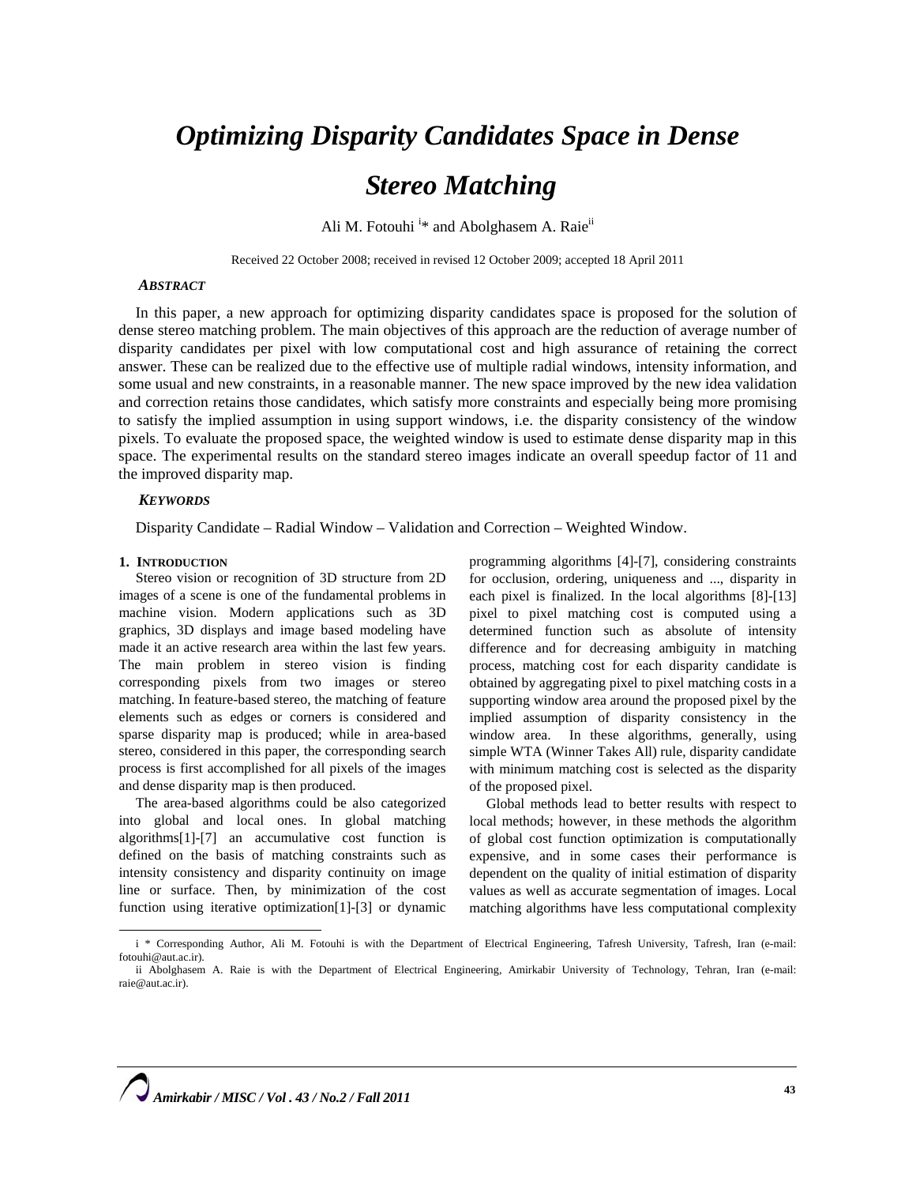# *Optimizing Disparity Candidates Space in Dense Stereo Matching*

Ali M. Fotouhi [i]* and Abolghasem A. Raie[ii]

Received 22 October 2008; received in revised 12 October 2009; accepted 18 April 2011

### *ABSTRACT*

In this paper, a new approach for optimizing disparity candidates space is proposed for the solution of dense stereo matching problem. The main objectives of this approach are the reduction of average number of disparity candidates per pixel with low computational cost and high assurance of retaining the correct answer. These can be realized due to the effective use of multiple radial windows, intensity information, and some usual and new constraints, in a reasonable manner. The new space improved by the new idea validation and correction retains those candidates, which satisfy more constraints and especially being more promising to satisfy the implied assumption in using support windows, i.e. the disparity consistency of the window pixels. To evaluate the proposed space, the weighted window is used to estimate dense disparity map in this space. The experimental results on the standard stereo images indicate an overall speedup factor of 11 and the improved disparity map.

### *KEYWORDS*

Disparity Candidate – Radial Window – Validation and Correction – Weighted Window.

## 1. INTRODUCTION

Stereo vision or recognition of 3D structure from 2D images of a scene is one of the fundamental problems in machine vision. Modern applications such as 3D graphics, 3D displays and image based modeling have made it an active research area within the last few years. The main problem in stereo vision is finding corresponding pixels from two images or stereo matching. In feature-based stereo, the matching of feature elements such as edges or corners is considered and sparse disparity map is produced; while in area-based stereo, considered in this paper, the corresponding search process is first accomplished for all pixels of the images and dense disparity map is then produced.

The area-based algorithms could be also categorized into global and local ones. In global matching algorithms[1]-[7] an accumulative cost function is defined on the basis of matching constraints such as intensity consistency and disparity continuity on image line or surface. Then, by minimization of the cost function using iterative optimization[1]-[3] or dynamic programming algorithms [4]-[7], considering constraints for occlusion, ordering, uniqueness and ..., disparity in each pixel is finalized. In the local algorithms [8]-[13] pixel to pixel matching cost is computed using a determined function such as absolute of intensity difference and for decreasing ambiguity in matching process, matching cost for each disparity candidate is obtained by aggregating pixel to pixel matching costs in a supporting window area around the proposed pixel by the implied assumption of disparity consistency in the window area. In these algorithms, generally, using simple WTA (Winner Takes All) rule, disparity candidate with minimum matching cost is selected as the disparity of the proposed pixel.

Global methods lead to better results with respect to local methods; however, in these methods the algorithm of global cost function optimization is computationally expensive, and in some cases their performance is dependent on the quality of initial estimation of disparity values as well as accurate segmentation of images. Local matching algorithms have less computational complexity

---

i * Corresponding Author, Ali M. Fotouhi is with the Department of Electrical Engineering, Tafresh University, Tafresh, Iran (e-mail: fotouhi@aut.ac.ir).

ii Abolghasem A. Raie is with the Department of Electrical Engineering, Amirkabir University of Technology, Tehran, Iran (e-mail: raie@aut.ac.ir).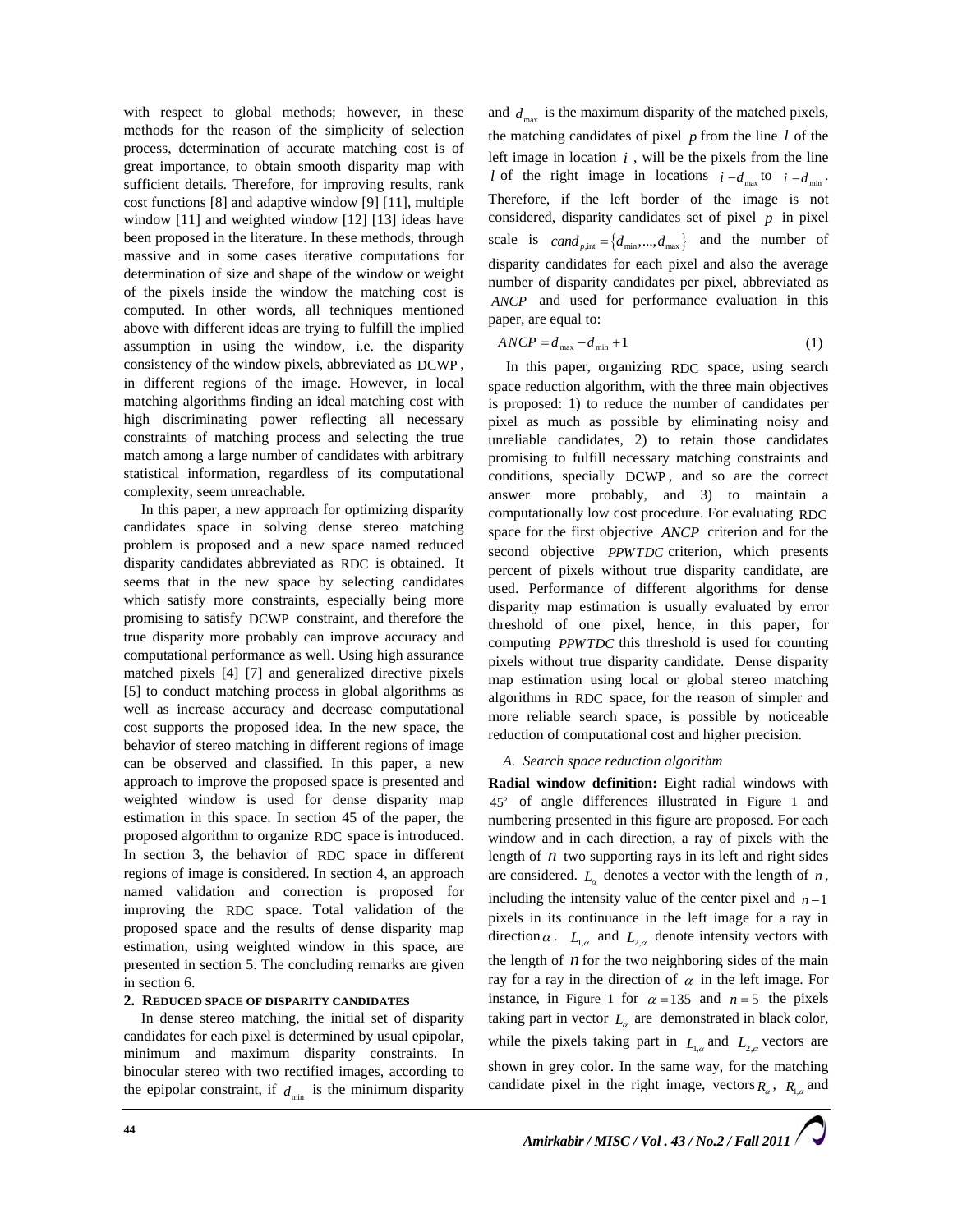with respect to global methods; however, in these methods for the reason of the simplicity of selection process, determination of accurate matching cost is of great importance, to obtain smooth disparity map with sufficient details. Therefore, for improving results, rank cost functions [8] and adaptive window [9] [11], multiple window [11] and weighted window [12] [13] ideas have been proposed in the literature. In these methods, through massive and in some cases iterative computations for determination of size and shape of the window or weight of the pixels inside the window the matching cost is computed. In other words, all techniques mentioned above with different ideas are trying to fulfill the implied assumption in using the window, i.e. the disparity consistency of the window pixels, abbreviated as DCWP, in different regions of the image. However, in local matching algorithms finding an ideal matching cost with high discriminating power reflecting all necessary constraints of matching process and selecting the true match among a large number of candidates with arbitrary statistical information, regardless of its computational complexity, seem unreachable.

In this paper, a new approach for optimizing disparity candidates space in solving dense stereo matching problem is proposed and a new space named reduced disparity candidates abbreviated as RDC is obtained. It seems that in the new space by selecting candidates which satisfy more constraints, especially being more promising to satisfy DCWP constraint, and therefore the true disparity more probably can improve accuracy and computational performance as well. Using high assurance matched pixels [4] [7] and generalized directive pixels [5] to conduct matching process in global algorithms as well as increase accuracy and decrease computational cost supports the proposed idea. In the new space, the behavior of stereo matching in different regions of image can be observed and classified. In this paper, a new approach to improve the proposed space is presented and weighted window is used for dense disparity map estimation in this space. In section 45 of the paper, the proposed algorithm to organize RDC space is introduced. In section 3, the behavior of RDC space in different regions of image is considered. In section 4, an approach named validation and correction is proposed for improving the RDC space. Total validation of the proposed space and the results of dense disparity map estimation, using weighted window in this space, are presented in section 5. The concluding remarks are given in section 6.

## 2. Reduced Space of Disparity Candidates

In dense stereo matching, the initial set of disparity candidates for each pixel is determined by usual epipolar, minimum and maximum disparity constraints. In binocular stereo with two rectified images, according to the epipolar constraint, if $d_{\min}$ is the minimum disparity and $d_{\max}$ is the maximum disparity of the matched pixels, the matching candidates of pixel $p$ from the line $l$ of the left image in location $i$, will be the pixels from the line $l$ of the right image in locations $i-d_{\max}$ to $i-d_{\min}$. Therefore, if the left border of the image is not considered, disparity candidates set of pixel $p$ in pixel scale is $cand_{p,\text{int}}=\{d_{\min},...,d_{\max}\}$ and the number of disparity candidates for each pixel and also the average number of disparity candidates per pixel, abbreviated as $ANCP$ and used for performance evaluation in this paper, are equal to:

$$ANCP = d_{\max} - d_{\min} + 1 \tag{1}$$

In this paper, organizing RDC space, using search space reduction algorithm, with the three main objectives is proposed: 1) to reduce the number of candidates per pixel as much as possible by eliminating noisy and unreliable candidates, 2) to retain those candidates promising to fulfill necessary matching constraints and conditions, specially DCWP, and so are the correct answer more probably, and 3) to maintain a computationally low cost procedure. For evaluating RDC space for the first objective $ANCP$ criterion and for the second objective $PPWTDC$ criterion, which presents percent of pixels without true disparity candidate, are used. Performance of different algorithms for dense disparity map estimation is usually evaluated by error threshold of one pixel, hence, in this paper, for computing $PPWTDC$ this threshold is used for counting pixels without true disparity candidate. Dense disparity map estimation using local or global stereo matching algorithms in RDC space, for the reason of simpler and more reliable search space, is possible by noticeable reduction of computational cost and higher precision.

### A. Search space reduction algorithm

**Radial window definition:** Eight radial windows with $45^{o}$ of angle differences illustrated in Figure 1 and numbering presented in this figure are proposed. For each window and in each direction, a ray of pixels with the length of $n$ two supporting rays in its left and right sides are considered. $L_{\alpha}$ denotes a vector with the length of $n$, including the intensity value of the center pixel and $n-1$ pixels in its continuance in the left image for a ray in direction $\alpha$. $L_{1,\alpha}$ and $L_{2,\alpha}$ denote intensity vectors with the length of $n$ for the two neighboring sides of the main ray for a ray in the direction of $\alpha$ in the left image. For instance, in Figure 1 for $\alpha=135$ and $n=5$ the pixels taking part in vector $L_{\alpha}$ are demonstrated in black color, while the pixels taking part in $L_{1,\alpha}$ and $L_{2,\alpha}$ vectors are shown in grey color. In the same way, for the matching candidate pixel in the right image, vectors $R_{\alpha}$, $R_{1,\alpha}$ and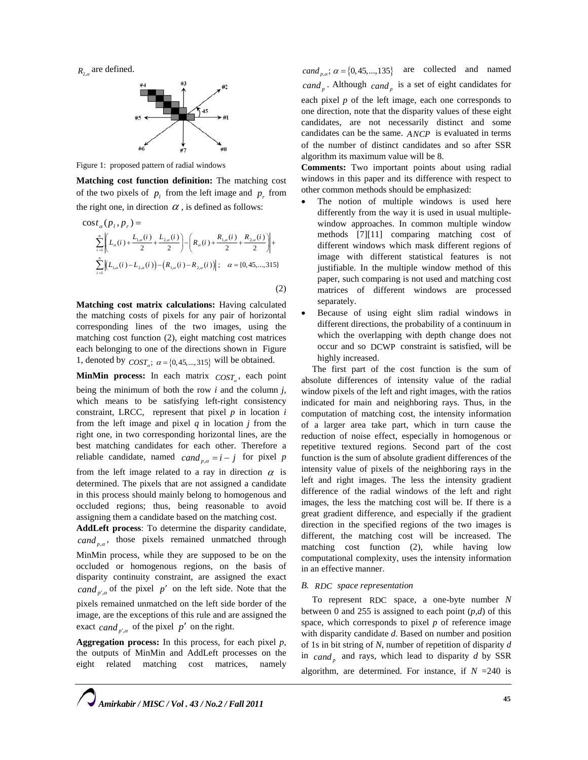$R_{2,\alpha}$ are defined.

Figure 1: proposed pattern of radial windows

**Matching cost function definition:** The matching cost of the two pixels of $p_l$ from the left image and $p_r$ from the right one, in direction $\alpha$, is defined as follows:

$$\cos t_{\alpha}(p_l, p_r) = \sum_{i=1}^{n}\left|\left(L_{\alpha}(i)+\frac{L_{1,\alpha}(i)}{2}+\frac{L_{2,\alpha}(i)}{2}\right)-\left(R_{\alpha}(i)+\frac{R_{1,\alpha}(i)}{2}+\frac{R_{2,\alpha}(i)}{2}\right)\right|+ \sum_{i=1}^{n}\left|\left(L_{1,\alpha}(i)-L_{2,\alpha}(i)\right)-\left(R_{1,\alpha}(i)-R_{2,\alpha}(i)\right)\right|; \quad \alpha=\{0,45,...,315\} \tag{2}$$

**Matching cost matrix calculations:** Having calculated the matching costs of pixels for any pair of horizontal corresponding lines of the two images, using the matching cost function (2), eight matching cost matrices each belonging to one of the directions shown in Figure 1, denoted by $COST_{\alpha};\ \alpha=\{0,45,...,315\}$ will be obtained.

**MinMin process:** In each matrix $COST_{\alpha}$, each point being the minimum of both the row *i* and the column *j*, which means to be satisfying left-right consistency constraint, LRCC, represent that pixel *p* in location *i* from the left image and pixel *q* in location *j* from the right one, in two corresponding horizontal lines, are the best matching candidates for each other. Therefore a reliable candidate, named $cand_{p,\alpha}=i-j$ for pixel *p* from the left image related to a ray in direction $\alpha$ is determined. The pixels that are not assigned a candidate in this process should mainly belong to homogenous and occluded regions; thus, being reasonable to avoid assigning them a candidate based on the matching cost.

**AddLeft process**: To determine the disparity candidate, $cand_{p,\alpha}$, those pixels remained unmatched through MinMin process, while they are supposed to be on the occluded or homogenous regions, on the basis of disparity continuity constraint, are assigned the exact $cand_{p',\alpha}$ of the pixel $p'$ on the left side. Note that the pixels remained unmatched on the left side border of the image, are the exceptions of this rule and are assigned the exact $cand_{p',\alpha}$ of the pixel $p'$ on the right.

**Aggregation process:** In this process, for each pixel *p*, the outputs of MinMin and AddLeft processes on the eight related matching cost matrices, namely $cand_{p,\alpha};\ \alpha=\{0,45,...,135\}$ are collected and named $cand_p$. Although $cand_p$ is a set of eight candidates for each pixel *p* of the left image, each one corresponds to one direction, note that the disparity values of these eight candidates, are not necessarily distinct and some candidates can be the same. $ANCP$ is evaluated in terms of the number of distinct candidates and so after SSR algorithm its maximum value will be 8.

**Comments:** Two important points about using radial windows in this paper and its difference with respect to other common methods should be emphasized:

- The notion of multiple windows is used here differently from the way it is used in usual multiple-window approaches. In common multiple window methods [7][11] comparing matching cost of different windows which mask different regions of image with different statistical features is not justifiable. In the multiple window method of this paper, such comparing is not used and matching cost matrices of different windows are processed separately.
- Because of using eight slim radial windows in different directions, the probability of a continuum in which the overlapping with depth change does not occur and so DCWP constraint is satisfied, will be highly increased.

The first part of the cost function is the sum of absolute differences of intensity value of the radial window pixels of the left and right images, with the ratios indicated for main and neighboring rays. Thus, in the computation of matching cost, the intensity information of a larger area take part, which in turn cause the reduction of noise effect, especially in homogenous or repetitive textured regions. Second part of the cost function is the sum of absolute gradient differences of the intensity value of pixels of the neighboring rays in the left and right images. The less the intensity gradient difference of the radial windows of the left and right images, the less the matching cost will be. If there is a great gradient difference, and especially if the gradient direction in the specified regions of the two images is different, the matching cost will be increased. The matching cost function (2), while having low computational complexity, uses the intensity information in an effective manner.

### *B. RDC space representation*

To represent RDC space, a one-byte number *N* between 0 and 255 is assigned to each point (*p,d*) of this space, which corresponds to pixel *p* of reference image with disparity candidate *d*. Based on number and position of 1s in bit string of *N*, number of repetition of disparity *d* in $cand_p$ and rays, which lead to disparity *d* by SSR algorithm, are determined. For instance, if *N* =240 is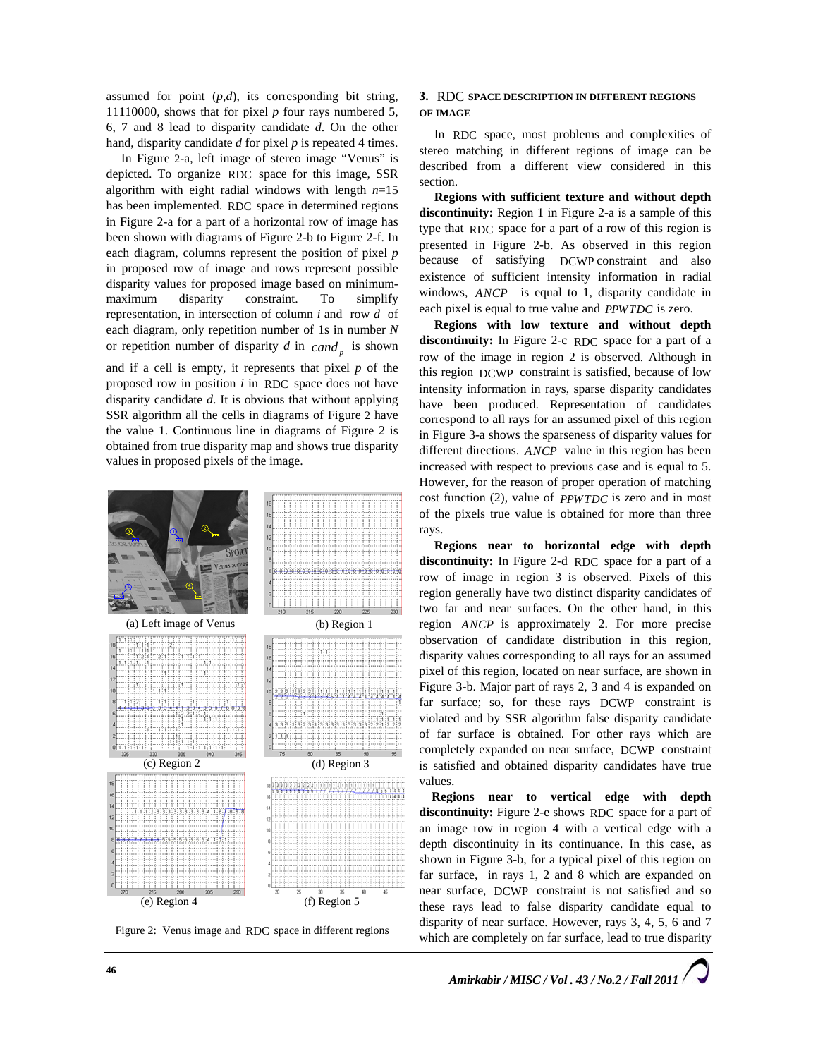assumed for point $(p,d)$, its corresponding bit string, 11110000, shows that for pixel $p$ four rays numbered 5, 6, 7 and 8 lead to disparity candidate $d$. On the other hand, disparity candidate $d$ for pixel $p$ is repeated 4 times.

In Figure 2-a, left image of stereo image "Venus" is depicted. To organize RDC space for this image, SSR algorithm with eight radial windows with length $n$=15 has been implemented. RDC space in determined regions in Figure 2-a for a part of a horizontal row of image has been shown with diagrams of Figure 2-b to Figure 2-f. In each diagram, columns represent the position of pixel $p$ in proposed row of image and rows represent possible disparity values for proposed image based on minimum-maximum disparity constraint. To simplify representation, in intersection of column $i$ and row $d$ of each diagram, only repetition number of 1s in number $N$ or repetition number of disparity $d$ in $cand_p$ is shown and if a cell is empty, it represents that pixel $p$ of the proposed row in position $i$ in RDC space does not have disparity candidate $d$. It is obvious that without applying SSR algorithm all the cells in diagrams of Figure 2 have the value 1. Continuous line in diagrams of Figure 2 is obtained from true disparity map and shows true disparity values in proposed pixels of the image.

(a) Left image of Venus

(b) Region 1

(c) Region 2

(d) Region 3

(e) Region 4

(f) Region 5

Figure 2: Venus image and RDC space in different regions

## 3. RDC SPACE DESCRIPTION IN DIFFERENT REGIONS OF IMAGE

In RDC space, most problems and complexities of stereo matching in different regions of image can be described from a different view considered in this section.

**Regions with sufficient texture and without depth discontinuity:** Region 1 in Figure 2-a is a sample of this type that RDC space for a part of a row of this region is presented in Figure 2-b. As observed in this region because of satisfying DCWP constraint and also existence of sufficient intensity information in radial windows, $ANCP$ is equal to 1, disparity candidate in each pixel is equal to true value and $PPWTDC$ is zero.

**Regions with low texture and without depth discontinuity:** In Figure 2-c RDC space for a part of a row of the image in region 2 is observed. Although in this region DCWP constraint is satisfied, because of low intensity information in rays, sparse disparity candidates have been produced. Representation of candidates correspond to all rays for an assumed pixel of this region in Figure 3-a shows the sparseness of disparity values for different directions. $ANCP$ value in this region has been increased with respect to previous case and is equal to 5. However, for the reason of proper operation of matching cost function (2), value of $PPWTDC$ is zero and in most of the pixels true value is obtained for more than three rays.

**Regions near to horizontal edge with depth discontinuity:** In Figure 2-d RDC space for a part of a row of image in region 3 is observed. Pixels of this region generally have two distinct disparity candidates of two far and near surfaces. On the other hand, in this region $ANCP$ is approximately 2. For more precise observation of candidate distribution in this region, disparity values corresponding to all rays for an assumed pixel of this region, located on near surface, are shown in Figure 3-b. Major part of rays 2, 3 and 4 is expanded on far surface; so, for these rays DCWP constraint is violated and by SSR algorithm false disparity candidate of far surface is obtained. For other rays which are completely expanded on near surface, DCWP constraint is satisfied and obtained disparity candidates have true values.

**Regions near to vertical edge with depth discontinuity:** Figure 2-e shows RDC space for a part of an image row in region 4 with a vertical edge with a depth discontinuity in its continuance. In this case, as shown in Figure 3-b, for a typical pixel of this region on far surface, in rays 1, 2 and 8 which are expanded on near surface, DCWP constraint is not satisfied and so these rays lead to false disparity candidate equal to disparity of near surface. However, rays 3, 4, 5, 6 and 7 which are completely on far surface, lead to true disparity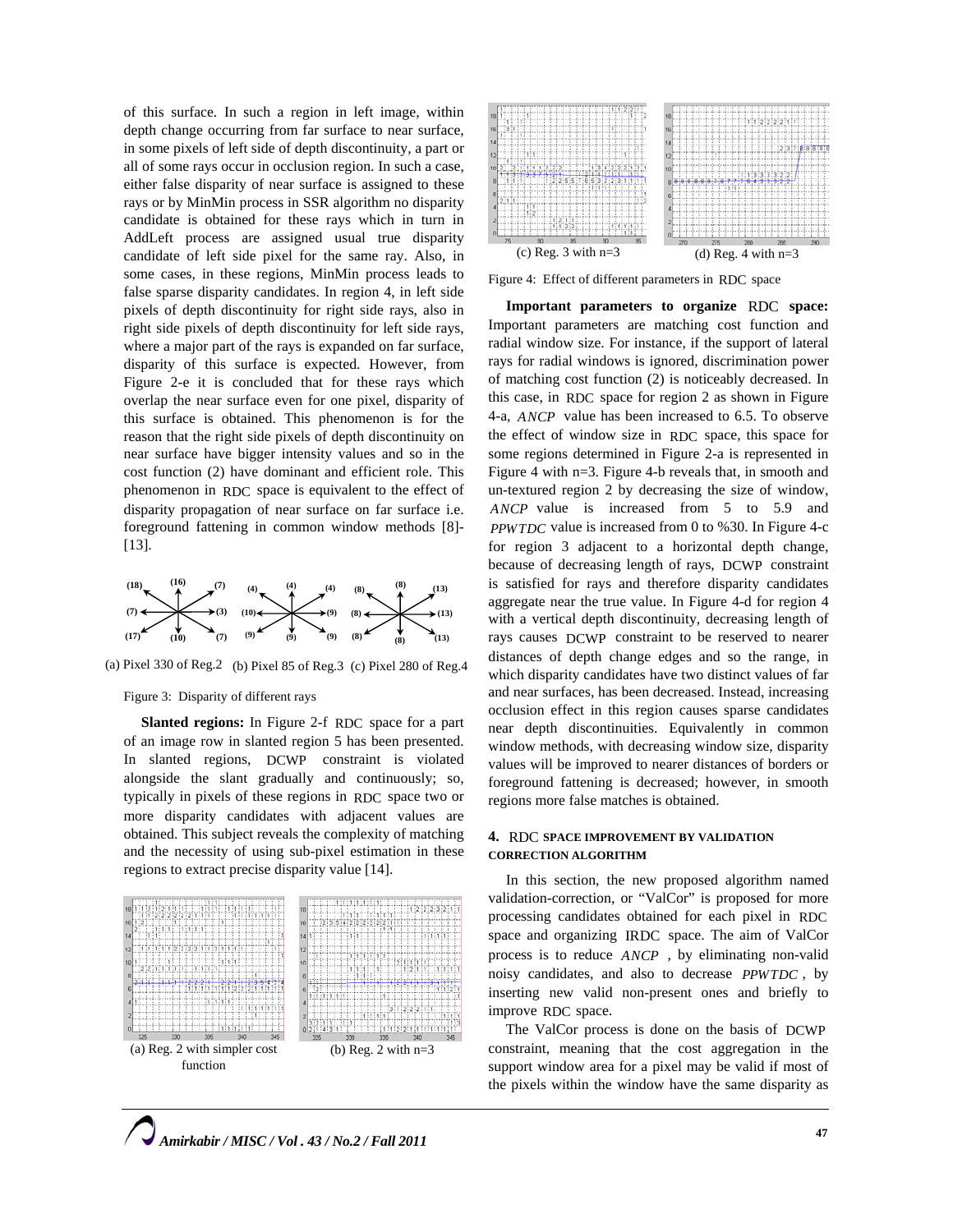of this surface. In such a region in left image, within depth change occurring from far surface to near surface, in some pixels of left side of depth discontinuity, a part or all of some rays occur in occlusion region. In such a case, either false disparity of near surface is assigned to these rays or by MinMin process in SSR algorithm no disparity candidate is obtained for these rays which in turn in AddLeft process are assigned usual true disparity candidate of left side pixel for the same ray. Also, in some cases, in these regions, MinMin process leads to false sparse disparity candidates. In region 4, in left side pixels of depth discontinuity for right side rays, also in right side pixels of depth discontinuity for left side rays, where a major part of the rays is expanded on far surface, disparity of this surface is expected. However, from Figure 2-e it is concluded that for these rays which overlap the near surface even for one pixel, disparity of this surface is obtained. This phenomenon is for the reason that the right side pixels of depth discontinuity on near surface have bigger intensity values and so in the cost function (2) have dominant and efficient role. This phenomenon in RDC space is equivalent to the effect of disparity propagation of near surface on far surface i.e. foreground fattening in common window methods [8]-[13].

(a) Pixel 330 of Reg.2 (b) Pixel 85 of Reg.3 (c) Pixel 280 of Reg.4

Figure 3: Disparity of different rays

**Slanted regions:** In Figure 2-f RDC space for a part of an image row in slanted region 5 has been presented. In slanted regions, DCWP constraint is violated alongside the slant gradually and continuously; so, typically in pixels of these regions in RDC space two or more disparity candidates with adjacent values are obtained. This subject reveals the complexity of matching and the necessity of using sub-pixel estimation in these regions to extract precise disparity value [14].

(a) Reg. 2 with simpler cost function

(b) Reg. 2 with n=3

(c) Reg. 3 with n=3

(d) Reg. 4 with n=3

Figure 4: Effect of different parameters in RDC space

**Important parameters to organize RDC space:** Important parameters are matching cost function and radial window size. For instance, if the support of lateral rays for radial windows is ignored, discrimination power of matching cost function (2) is noticeably decreased. In this case, in RDC space for region 2 as shown in Figure 4-a, *ANCP* value has been increased to 6.5. To observe the effect of window size in RDC space, this space for some regions determined in Figure 2-a is represented in Figure 4 with n=3. Figure 4-b reveals that, in smooth and un-textured region 2 by decreasing the size of window, *ANCP* value is increased from 5 to 5.9 and *PPWTDC* value is increased from 0 to %30. In Figure 4-c for region 3 adjacent to a horizontal depth change, because of decreasing length of rays, DCWP constraint is satisfied for rays and therefore disparity candidates aggregate near the true value. In Figure 4-d for region 4 with a vertical depth discontinuity, decreasing length of rays causes DCWP constraint to be reserved to nearer distances of depth change edges and so the range, in which disparity candidates have two distinct values of far and near surfaces, has been decreased. Instead, increasing occlusion effect in this region causes sparse candidates near depth discontinuities. Equivalently in common window methods, with decreasing window size, disparity values will be improved to nearer distances of borders or foreground fattening is decreased; however, in smooth regions more false matches is obtained.

## 4. RDC SPACE IMPROVEMENT BY VALIDATION CORRECTION ALGORITHM

In this section, the new proposed algorithm named validation-correction, or "ValCor" is proposed for more processing candidates obtained for each pixel in RDC space and organizing IRDC space. The aim of ValCor process is to reduce *ANCP* , by eliminating non-valid noisy candidates, and also to decrease *PPWTDC* , by inserting new valid non-present ones and briefly to improve RDC space.

The ValCor process is done on the basis of DCWP constraint, meaning that the cost aggregation in the support window area for a pixel may be valid if most of the pixels within the window have the same disparity as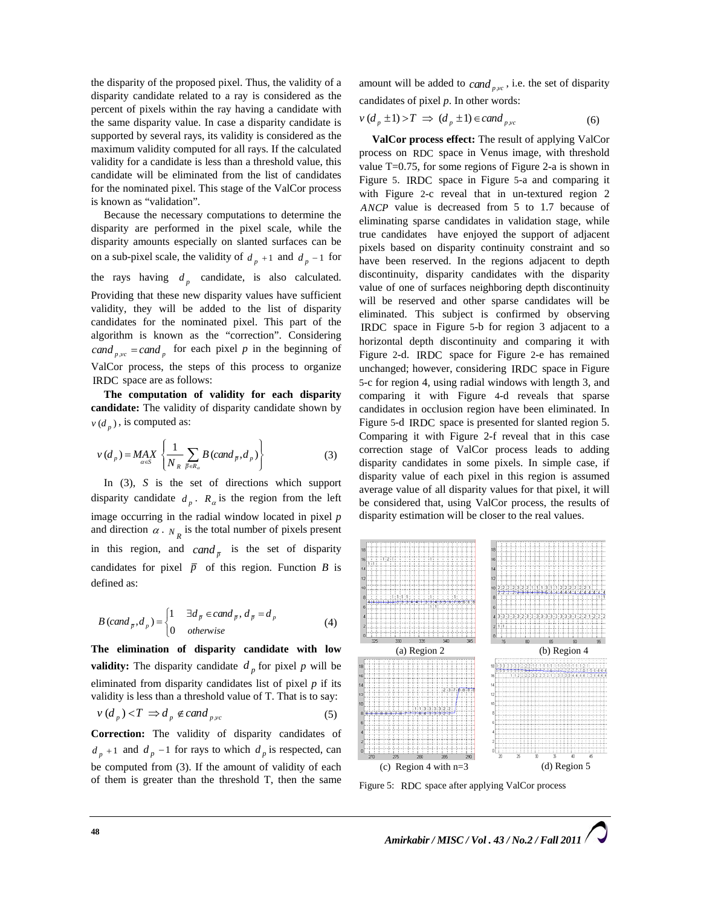the disparity of the proposed pixel. Thus, the validity of a disparity candidate related to a ray is considered as the percent of pixels within the ray having a candidate with the same disparity value. In case a disparity candidate is supported by several rays, its validity is considered as the maximum validity computed for all rays. If the calculated validity for a candidate is less than a threshold value, this candidate will be eliminated from the list of candidates for the nominated pixel. This stage of the ValCor process is known as "validation".

Because the necessary computations to determine the disparity are performed in the pixel scale, while the disparity amounts especially on slanted surfaces can be on a sub-pixel scale, the validity of $d_p+1$ and $d_p-1$ for the rays having $d_p$ candidate, is also calculated. Providing that these new disparity values have sufficient validity, they will be added to the list of disparity candidates for the nominated pixel. This part of the algorithm is known as the "correction". Considering $cand_{p,vc} = cand_p$ for each pixel *p* in the beginning of ValCor process, the steps of this process to organize IRDC space are as follows:

**The computation of validity for each disparity candidate:** The validity of disparity candidate shown by $v(d_p)$, is computed as:

$$v(d_p) = \underset{\alpha \in S}{MAX} \left\{ \frac{1}{N_R} \sum_{\bar{p} \in R_\alpha} B(cand_{\bar{p}}, d_p) \right\} \tag{3}$$

In (3), *S* is the set of directions which support disparity candidate $d_p$. $R_\alpha$ is the region from the left image occurring in the radial window located in pixel *p* and direction $\alpha$. $N_R$ is the total number of pixels present in this region, and $cand_{\bar{p}}$ is the set of disparity candidates for pixel $\bar{p}$ of this region. Function *B* is defined as:

$$B(cand_{\bar{p}}, d_p) = \begin{cases} 1 & \exists d_{\bar{p}} \in cand_{\bar{p}},\, d_{\bar{p}} = d_p \\ 0 & otherwise \end{cases} \tag{4}$$

**The elimination of disparity candidate with low validity:** The disparity candidate $d_p$ for pixel *p* will be eliminated from disparity candidates list of pixel *p* if its validity is less than a threshold value of T. That is to say:

$$v(d_p) < T \Rightarrow d_p \notin cand_{p,vc} \tag{5}$$

**Correction:** The validity of disparity candidates of $d_p+1$ and $d_p-1$ for rays to which $d_p$ is respected, can be computed from (3). If the amount of validity of each of them is greater than the threshold T, then the same amount will be added to $cand_{p,vc}$, i.e. the set of disparity candidates of pixel *p*. In other words:

$$v(d_p \pm 1) > T \;\Rightarrow\; (d_p \pm 1) \in cand_{p,vc} \tag{6}$$

**ValCor process effect:** The result of applying ValCor process on RDC space in Venus image, with threshold value T=0.75, for some regions of Figure 2-a is shown in Figure 5. IRDC space in Figure 5-a and comparing it with Figure 2-c reveal that in un-textured region 2 *ANCP* value is decreased from 5 to 1.7 because of eliminating sparse candidates in validation stage, while true candidates have enjoyed the support of adjacent pixels based on disparity continuity constraint and so have been reserved. In the regions adjacent to depth discontinuity, disparity candidates with the disparity value of one of surfaces neighboring depth discontinuity will be reserved and other sparse candidates will be eliminated. This subject is confirmed by observing IRDC space in Figure 5-b for region 3 adjacent to a horizontal depth discontinuity and comparing it with Figure 2-d. IRDC space for Figure 2-e has remained unchanged; however, considering IRDC space in Figure 5-c for region 4, using radial windows with length 3, and comparing it with Figure 4-d reveals that sparse candidates in occlusion region have been eliminated. In Figure 5-d IRDC space is presented for slanted region 5. Comparing it with Figure 2-f reveal that in this case correction stage of ValCor process leads to adding disparity candidates in some pixels. In simple case, if disparity value of each pixel in this region is assumed average value of all disparity values for that pixel, it will be considered that, using ValCor process, the results of disparity estimation will be closer to the real values.

(a) Region 2 (b) Region 4 (c) Region 4 with n=3 (d) Region 5

Figure 5: RDC space after applying ValCor process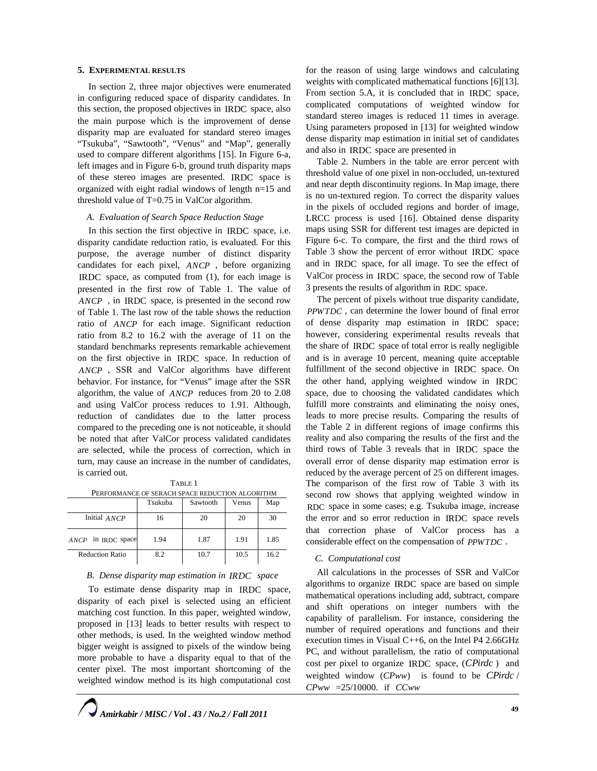## 5. Experimental Results

In section 2, three major objectives were enumerated in configuring reduced space of disparity candidates. In this section, the proposed objectives in IRDC space, also the main purpose which is the improvement of dense disparity map are evaluated for standard stereo images "Tsukuba", "Sawtooth", "Venus" and "Map", generally used to compare different algorithms [15]. In Figure 6-a, left images and in Figure 6-b, ground truth disparity maps of these stereo images are presented. IRDC space is organized with eight radial windows of length n=15 and threshold value of T=0.75 in ValCor algorithm.

### A. Evaluation of Search Space Reduction Stage

In this section the first objective in IRDC space, i.e. disparity candidate reduction ratio, is evaluated. For this purpose, the average number of distinct disparity candidates for each pixel, $ANCP$, before organizing IRDC space, as computed from (1), for each image is presented in the first row of Table 1. The value of $ANCP$, in IRDC space, is presented in the second row of Table 1. The last row of the table shows the reduction ratio of $ANCP$ for each image. Significant reduction ratio from 8.2 to 16.2 with the average of 11 on the standard benchmarks represents remarkable achievement on the first objective in IRDC space. In reduction of $ANCP$, SSR and ValCor algorithms have different behavior. For instance, for "Venus" image after the SSR algorithm, the value of $ANCP$ reduces from 20 to 2.08 and using ValCor process reduces to 1.91. Although, reduction of candidates due to the latter process compared to the preceding one is not noticeable, it should be noted that after ValCor process validated candidates are selected, while the process of correction, which in turn, may cause an increase in the number of candidates, is carried out.

TABLE 1
PERFORMANCE OF SERACH SPACE REDUCTION ALGORITHM

| | Tsukuba | Sawtooth | Venus | Map |
|---|---|---|---|---|
| Initial $ANCP$ | 16 | 20 | 20 | 30 |
| $ANCP$ in IRDC space | 1.94 | 1.87 | 1.91 | 1.85 |
| Reduction Ratio | 8.2 | 10.7 | 10.5 | 16.2 |

### B. Dense disparity map estimation in $IRDC$ space

To estimate dense disparity map in IRDC space, disparity of each pixel is selected using an efficient matching cost function. In this paper, weighted window, proposed in [13] leads to better results with respect to other methods, is used. In the weighted window method bigger weight is assigned to pixels of the window being more probable to have a disparity equal to that of the center pixel. The most important shortcoming of the weighted window method is its high computational cost for the reason of using large windows and calculating weights with complicated mathematical functions [6][13]. From section 5.A, it is concluded that in IRDC space, complicated computations of weighted window for standard stereo images is reduced 11 times in average. Using parameters proposed in [13] for weighted window dense disparity map estimation in initial set of candidates and also in IRDC space are presented in

Table 2. Numbers in the table are error percent with threshold value of one pixel in non-occluded, un-textured and near depth discontinuity regions. In Map image, there is no un-textured region. To correct the disparity values in the pixels of occluded regions and border of image, LRCC process is used [16]. Obtained dense disparity maps using SSR for different test images are depicted in Figure 6-c. To compare, the first and the third rows of Table 3 show the percent of error without IRDC space and in IRDC space, for all image. To see the effect of ValCor process in IRDC space, the second row of Table 3 presents the results of algorithm in RDC space.

The percent of pixels without true disparity candidate, $PPWTDC$, can determine the lower bound of final error of dense disparity map estimation in IRDC space; however, considering experimental results reveals that the share of IRDC space of total error is really negligible and is in average 10 percent, meaning quite acceptable fulfillment of the second objective in IRDC space. On the other hand, applying weighted window in IRDC space, due to choosing the validated candidates which fulfill more constraints and eliminating the noisy ones, leads to more precise results. Comparing the results of the Table 2 in different regions of image confirms this reality and also comparing the results of the first and the third rows of Table 3 reveals that in IRDC space the overall error of dense disparity map estimation error is reduced by the average percent of 25 on different images. The comparison of the first row of Table 3 with its second row shows that applying weighted window in RDC space in some cases; e.g. Tsukuba image, increase the error and so error reduction in IRDC space revels that correction phase of ValCor process has a considerable effect on the compensation of $PPWTDC$.

### C. Computational cost

All calculations in the processes of SSR and ValCor algorithms to organize IRDC space are based on simple mathematical operations including add, subtract, compare and shift operations on integer numbers with the capability of parallelism. For instance, considering the number of required operations and functions and their execution times in Visual C++6, on the Intel P4 2.66GHz PC, and without parallelism, the ratio of computational cost per pixel to organize IRDC space, ($CPirdc$) and weighted window ($CPww$) is found to be $CPirdc$ / $CPww$ =25/10000. if $CCww$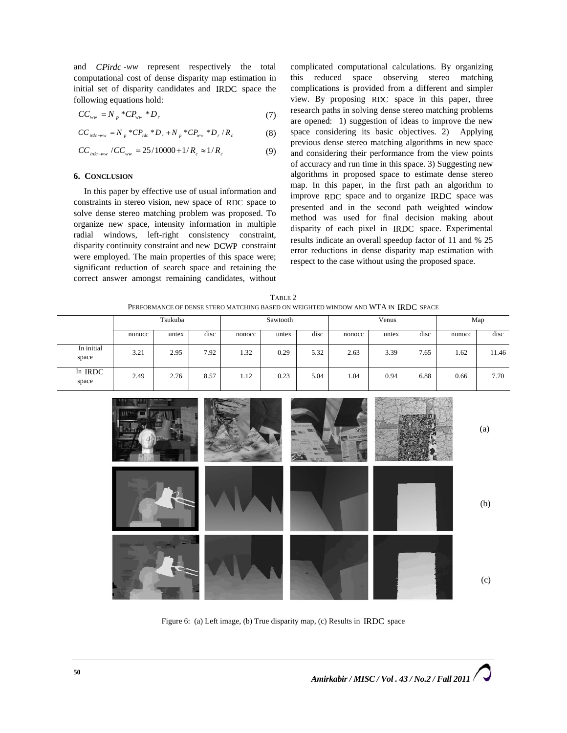and $CPirdc\text{-}ww$ represent respectively the total computational cost of dense disparity map estimation in initial set of disparity candidates and IRDC space the following equations hold:

$$CC_{ww} = N_p * CP_{ww} * D_r \tag{7}$$

$$CC_{irdc-ww} = N_p * CP_{rdc} * D_r + N_p * CP_{ww} * D_r / R_c \tag{8}$$

$$CC_{irdc-ww} / CC_{ww} = 25/10000 + 1/R_c \approx 1/R_c \tag{9}$$

## 6. Conclusion

In this paper by effective use of usual information and constraints in stereo vision, new space of RDC space to solve dense stereo matching problem was proposed. To organize new space, intensity information in multiple radial windows, left-right consistency constraint, disparity continuity constraint and new DCWP constraint were employed. The main properties of this space were; significant reduction of search space and retaining the correct answer amongst remaining candidates, without complicated computational calculations. By organizing this reduced space observing stereo matching complications is provided from a different and simpler view. By proposing RDC space in this paper, three research paths in solving dense stereo matching problems are opened: 1) suggestion of ideas to improve the new space considering its basic objectives. 2) Applying previous dense stereo matching algorithms in new space and considering their performance from the view points of accuracy and run time in this space. 3) Suggesting new algorithms in proposed space to estimate dense stereo map. In this paper, in the first path an algorithm to improve RDC space and to organize IRDC space was presented and in the second path weighted window method was used for final decision making about disparity of each pixel in IRDC space. Experimental results indicate an overall speedup factor of 11 and % 25 error reductions in dense disparity map estimation with respect to the case without using the proposed space.

TABLE 2
PERFORMANCE OF DENSE STERO MATCHING BASED ON WEIGHTED WINDOW AND WTA IN IRDC SPACE

| | Tsukuba | | | Sawtooth | | | Venus | | | Map | |
|---|---|---|---|---|---|---|---|---|---|---|---|
| | nonocc | untex | disc | nonocc | untex | disc | nonocc | untex | disc | nonocc | disc |
| In initial space | 3.21 | 2.95 | 7.92 | 1.32 | 0.29 | 5.32 | 2.63 | 3.39 | 7.65 | 1.62 | 11.46 |
| In IRDC space | 2.49 | 2.76 | 8.57 | 1.12 | 0.23 | 5.04 | 1.04 | 0.94 | 6.88 | 0.66 | 7.70 |

Figure 6: (a) Left image, (b) True disparity map, (c) Results in IRDC space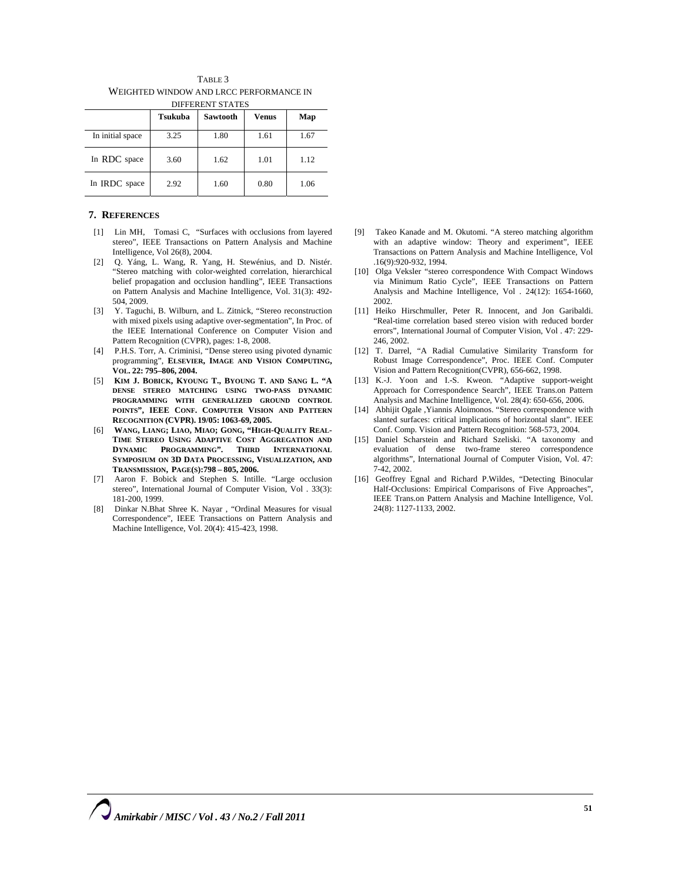TABLE 3
WEIGHTED WINDOW AND LRCC PERFORMANCE IN DIFFERENT STATES

| | Tsukuba | Sawtooth | Venus | Map |
|---|---|---|---|---|
| In initial space | 3.25 | 1.80 | 1.61 | 1.67 |
| In RDC space | 3.60 | 1.62 | 1.01 | 1.12 |
| In IRDC space | 2.92 | 1.60 | 0.80 | 1.06 |

## 7. REFERENCES

[1] Lin MH, Tomasi C, "Surfaces with occlusions from layered stereo", IEEE Transactions on Pattern Analysis and Machine Intelligence, Vol 26(8), 2004.

[2] Q. Yáng, L. Wang, R. Yang, H. Stewénius, and D. Nistér. "Stereo matching with color-weighted correlation, hierarchical belief propagation and occlusion handling", IEEE Transactions on Pattern Analysis and Machine Intelligence, Vol. 31(3): 492-504, 2009.

[3] Y. Taguchi, B. Wilburn, and L. Zitnick, "Stereo reconstruction with mixed pixels using adaptive over-segmentation", In Proc. of the IEEE International Conference on Computer Vision and Pattern Recognition (CVPR), pages: 1-8, 2008.

[4] P.H.S. Torr, A. Criminisi, "Dense stereo using pivoted dynamic programming", **ELSEVIER, IMAGE AND VISION COMPUTING, VOL. 22: 795–806, 2004.**

[5] **KIM J. BOBICK, KYOUNG T., BYOUNG T. AND SANG L. "A DENSE STEREO MATCHING USING TWO-PASS DYNAMIC PROGRAMMING WITH GENERALIZED GROUND CONTROL POINTS", IEEE CONF. COMPUTER VISION AND PATTERN RECOGNITION (CVPR). 19/05: 1063-69, 2005.**

[6] **WANG, LIANG; LIAO, MIAO; GONG, "HIGH-QUALITY REAL-TIME STEREO USING ADAPTIVE COST AGGREGATION AND DYNAMIC PROGRAMMING". THIRD INTERNATIONAL SYMPOSIUM ON 3D DATA PROCESSING, VISUALIZATION, AND TRANSMISSION, PAGE(S):798 – 805, 2006.**

[7] Aaron F. Bobick and Stephen S. Intille. "Large occlusion stereo", International Journal of Computer Vision, Vol . 33(3): 181-200, 1999.

[8] Dinkar N.Bhat Shree K. Nayar , "Ordinal Measures for visual Correspondence", IEEE Transactions on Pattern Analysis and Machine Intelligence, Vol. 20(4): 415-423, 1998.

[9] Takeo Kanade and M. Okutomi. "A stereo matching algorithm with an adaptive window: Theory and experiment", IEEE Transactions on Pattern Analysis and Machine Intelligence, Vol .16(9):920-932, 1994.

[10] Olga Veksler "stereo correspondence With Compact Windows via Minimum Ratio Cycle", IEEE Transactions on Pattern Analysis and Machine Intelligence, Vol . 24(12): 1654-1660, 2002.

[11] Heiko Hirschmuller, Peter R. Innocent, and Jon Garibaldi. "Real-time correlation based stereo vision with reduced border errors", International Journal of Computer Vision, Vol . 47: 229-246, 2002.

[12] T. Darrel, "A Radial Cumulative Similarity Transform for Robust Image Correspondence", Proc. IEEE Conf. Computer Vision and Pattern Recognition(CVPR), 656-662, 1998.

[13] K.-J. Yoon and I.-S. Kweon. "Adaptive support-weight Approach for Correspondence Search", IEEE Trans.on Pattern Analysis and Machine Intelligence, Vol. 28(4): 650-656, 2006.

[14] Abhijit Ogale ,Yiannis Aloimonos. "Stereo correspondence with slanted surfaces: critical implications of horizontal slant". IEEE Conf. Comp. Vision and Pattern Recognition: 568-573, 2004.

[15] Daniel Scharstein and Richard Szeliski. "A taxonomy and evaluation of dense two-frame stereo correspondence algorithms", International Journal of Computer Vision, Vol. 47: 7-42, 2002.

[16] Geoffrey Egnal and Richard P.Wildes, "Detecting Binocular Half-Occlusions: Empirical Comparisons of Five Approaches", IEEE Trans.on Pattern Analysis and Machine Intelligence, Vol. 24(8): 1127-1133, 2002.